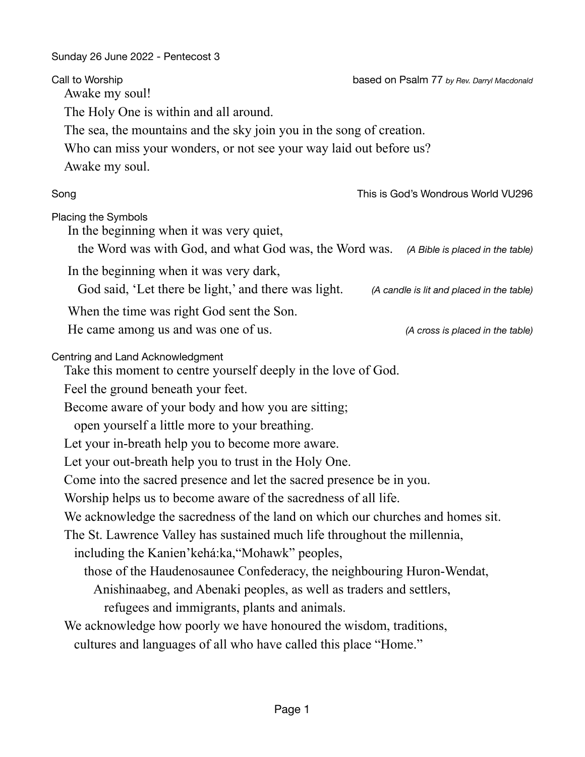Sunday 26 June 2022 - Pentecost 3

## Call to Worship

based on Psalm 77 *by Rev. Darryl Macdonald*

Awake my soul!

The Holy One is within and all around.

The sea, the mountains and the sky join you in the song of creation.

Who can miss your wonders, or not see your way laid out before us?

Awake my soul.

## Song

This is God's Wondrous World VU296

## Placing the Symbols

In the beginning when it was very quiet,
the Word was with God, and what God was, the Word was. *(A Bible is placed in the table)*

In the beginning when it was very dark,
God said, 'Let there be light,' and there was light. *(A candle is lit and placed in the table)*

When the time was right God sent the Son.
He came among us and was one of us. *(A cross is placed in the table)*

## Centring and Land Acknowledgment

Take this moment to centre yourself deeply in the love of God.

Feel the ground beneath your feet.

Become aware of your body and how you are sitting;
open yourself a little more to your breathing.

Let your in-breath help you to become more aware.

Let your out-breath help you to trust in the Holy One.

Come into the sacred presence and let the sacred presence be in you.

Worship helps us to become aware of the sacredness of all life.

We acknowledge the sacredness of the land on which our churches and homes sit.

The St. Lawrence Valley has sustained much life throughout the millennia,
including the Kanien'kehá:ka,"Mohawk" peoples,
those of the Haudenosaunee Confederacy, the neighbouring Huron-Wendat,
Anishinaabeg, and Abenaki peoples, as well as traders and settlers,
refugees and immigrants, plants and animals.

We acknowledge how poorly we have honoured the wisdom, traditions,
cultures and languages of all who have called this place "Home."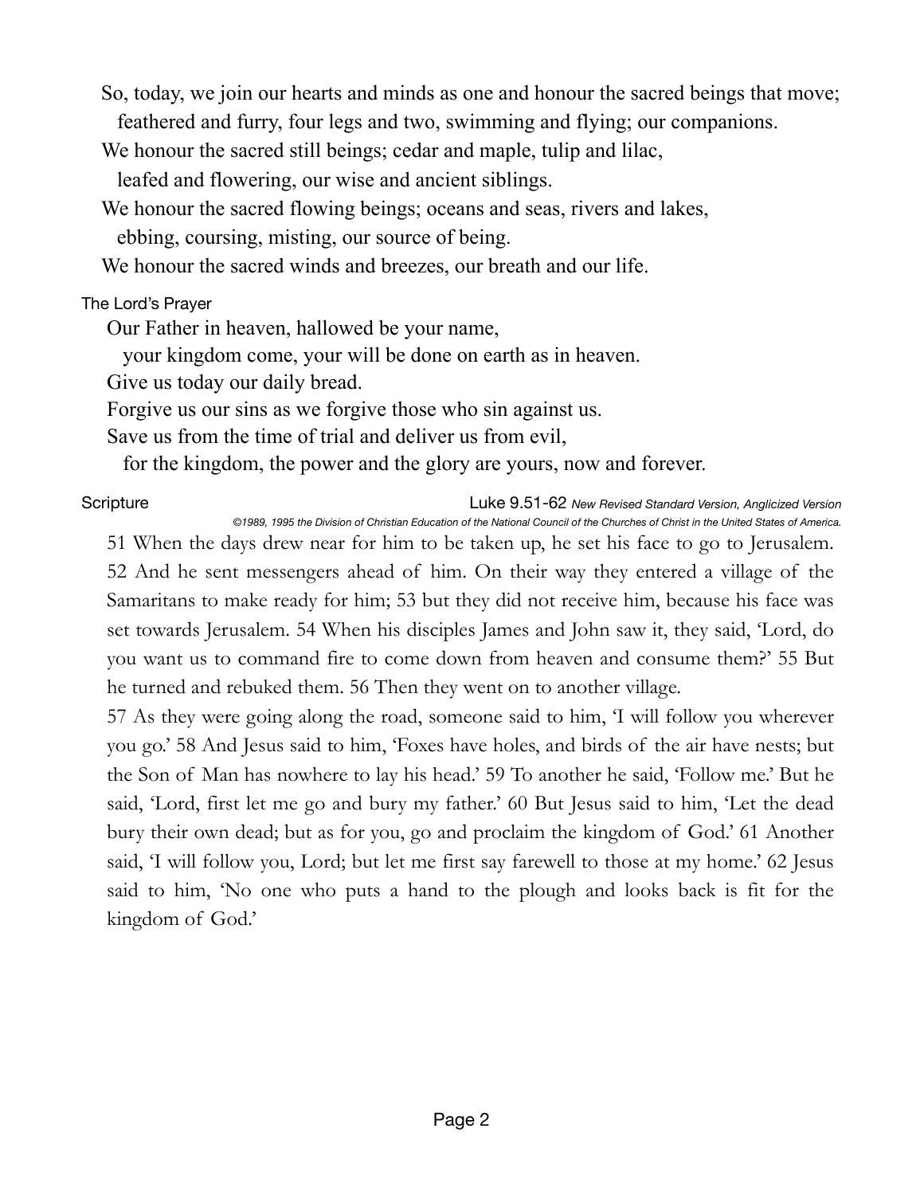So, today, we join our hearts and minds as one and honour the sacred beings that move;
feathered and furry, four legs and two, swimming and flying; our companions.
We honour the sacred still beings; cedar and maple, tulip and lilac,
leafed and flowering, our wise and ancient siblings.
We honour the sacred flowing beings; oceans and seas, rivers and lakes,
ebbing, coursing, misting, our source of being.
We honour the sacred winds and breezes, our breath and our life.

### The Lord's Prayer

Our Father in heaven, hallowed be your name,
your kingdom come, your will be done on earth as in heaven.
Give us today our daily bread.
Forgive us our sins as we forgive those who sin against us.
Save us from the time of trial and deliver us from evil,
for the kingdom, the power and the glory are yours, now and forever.

### Scripture

Luke 9.51-62 *New Revised Standard Version, Anglicized Version*

*©1989, 1995 the Division of Christian Education of the National Council of the Churches of Christ in the United States of America.*

51 When the days drew near for him to be taken up, he set his face to go to Jerusalem. 52 And he sent messengers ahead of him. On their way they entered a village of the Samaritans to make ready for him; 53 but they did not receive him, because his face was set towards Jerusalem. 54 When his disciples James and John saw it, they said, 'Lord, do you want us to command fire to come down from heaven and consume them?' 55 But he turned and rebuked them. 56 Then they went on to another village.

57 As they were going along the road, someone said to him, 'I will follow you wherever you go.' 58 And Jesus said to him, 'Foxes have holes, and birds of the air have nests; but the Son of Man has nowhere to lay his head.' 59 To another he said, 'Follow me.' But he said, 'Lord, first let me go and bury my father.' 60 But Jesus said to him, 'Let the dead bury their own dead; but as for you, go and proclaim the kingdom of God.' 61 Another said, 'I will follow you, Lord; but let me first say farewell to those at my home.' 62 Jesus said to him, 'No one who puts a hand to the plough and looks back is fit for the kingdom of God.'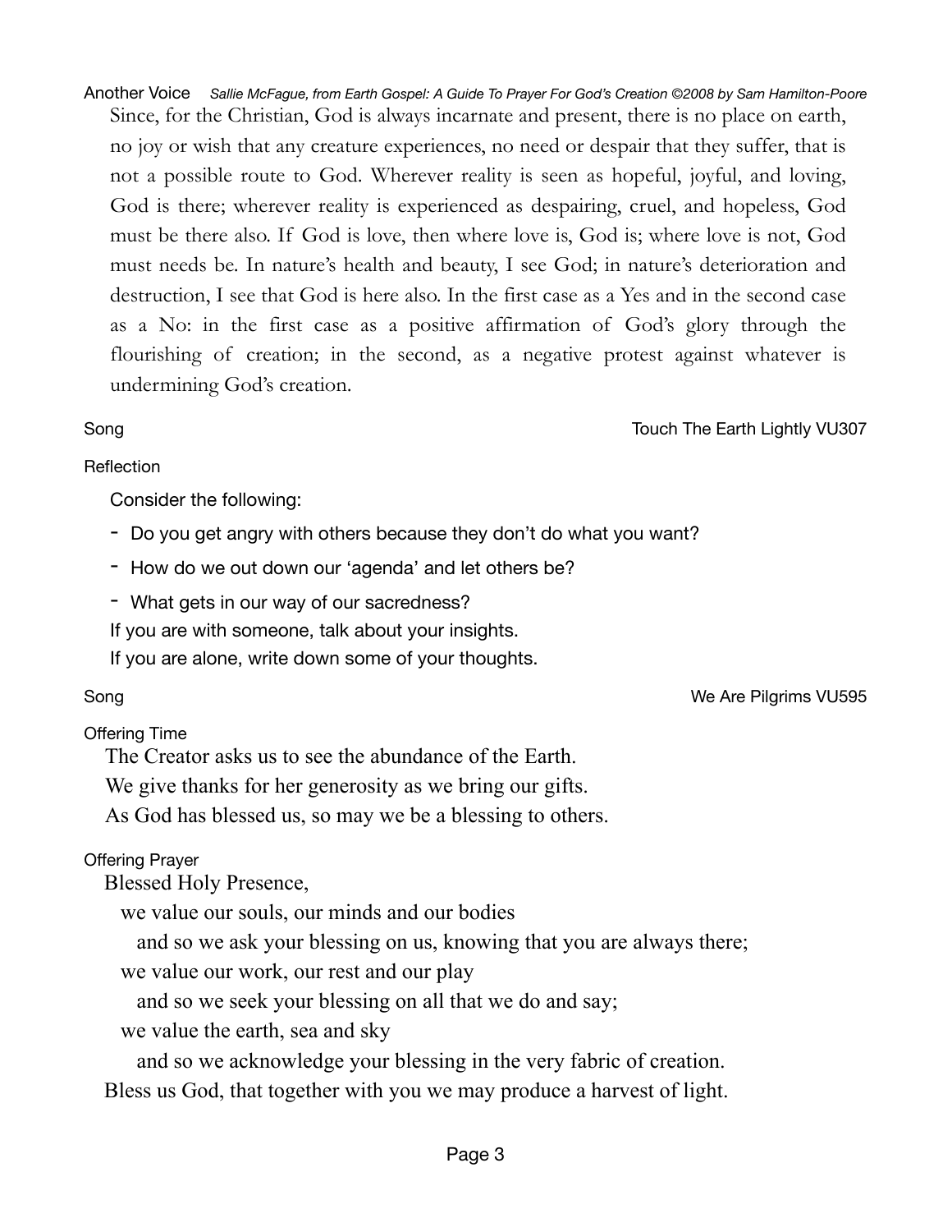**Another Voice** *Sallie McFague, from Earth Gospel: A Guide To Prayer For God's Creation ©2008 by Sam Hamilton-Poore*

Since, for the Christian, God is always incarnate and present, there is no place on earth, no joy or wish that any creature experiences, no need or despair that they suffer, that is not a possible route to God. Wherever reality is seen as hopeful, joyful, and loving, God is there; wherever reality is experienced as despairing, cruel, and hopeless, God must be there also. If God is love, then where love is, God is; where love is not, God must needs be. In nature's health and beauty, I see God; in nature's deterioration and destruction, I see that God is here also. In the first case as a Yes and in the second case as a No: in the first case as a positive affirmation of God's glory through the flourishing of creation; in the second, as a negative protest against whatever is undermining God's creation.

**Song** — Touch The Earth Lightly VU307

**Reflection**

Consider the following:

- Do you get angry with others because they don't do what you want?
- How do we out down our 'agenda' and let others be?
- What gets in our way of our sacredness?

If you are with someone, talk about your insights.

If you are alone, write down some of your thoughts.

**Song** — We Are Pilgrims VU595

**Offering Time**

The Creator asks us to see the abundance of the Earth.
We give thanks for her generosity as we bring our gifts.
As God has blessed us, so may we be a blessing to others.

**Offering Prayer**

Blessed Holy Presence,
we value our souls, our minds and our bodies
and so we ask your blessing on us, knowing that you are always there;
we value our work, our rest and our play
and so we seek your blessing on all that we do and say;
we value the earth, sea and sky
and so we acknowledge your blessing in the very fabric of creation.
Bless us God, that together with you we may produce a harvest of light.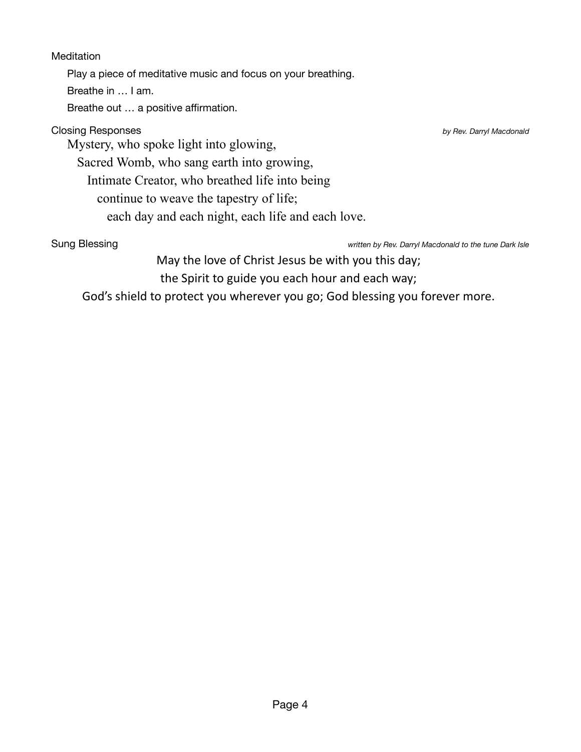### Meditation

Play a piece of meditative music and focus on your breathing.

Breathe in … I am.

Breathe out … a positive affirmation.

### Closing Responses

*by Rev. Darryl Macdonald*

Mystery, who spoke light into glowing,
Sacred Womb, who sang earth into growing,
Intimate Creator, who breathed life into being
continue to weave the tapestry of life;
each day and each night, each life and each love.

### Sung Blessing

*written by Rev. Darryl Macdonald to the tune Dark Isle*

May the love of Christ Jesus be with you this day;
the Spirit to guide you each hour and each way;
God's shield to protect you wherever you go; God blessing you forever more.